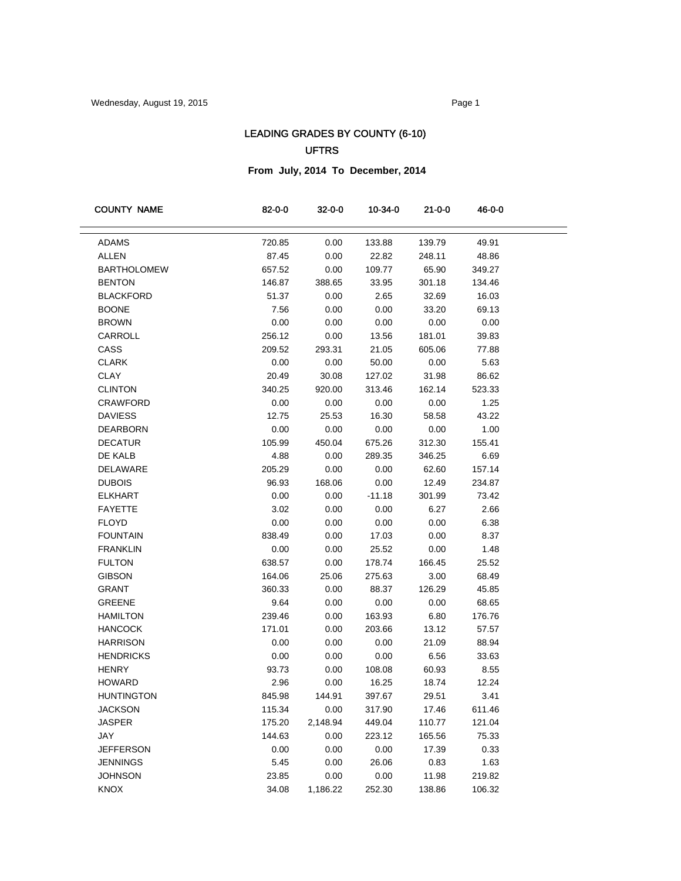# LEADING GRADES BY COUNTY (6-10)

## UFTRS

**From July, 2014 To December, 2014**

| COUNTY NAME | 82-0-0 | 32-0-0 | 10-34-0 | 21-0-0 | 46-0-0 |
|---|---|---|---|---|---|
| ADAMS | 720.85 | 0.00 | 133.88 | 139.79 | 49.91 |
| ALLEN | 87.45 | 0.00 | 22.82 | 248.11 | 48.86 |
| BARTHOLOMEW | 657.52 | 0.00 | 109.77 | 65.90 | 349.27 |
| BENTON | 146.87 | 388.65 | 33.95 | 301.18 | 134.46 |
| BLACKFORD | 51.37 | 0.00 | 2.65 | 32.69 | 16.03 |
| BOONE | 7.56 | 0.00 | 0.00 | 33.20 | 69.13 |
| BROWN | 0.00 | 0.00 | 0.00 | 0.00 | 0.00 |
| CARROLL | 256.12 | 0.00 | 13.56 | 181.01 | 39.83 |
| CASS | 209.52 | 293.31 | 21.05 | 605.06 | 77.88 |
| CLARK | 0.00 | 0.00 | 50.00 | 0.00 | 5.63 |
| CLAY | 20.49 | 30.08 | 127.02 | 31.98 | 86.62 |
| CLINTON | 340.25 | 920.00 | 313.46 | 162.14 | 523.33 |
| CRAWFORD | 0.00 | 0.00 | 0.00 | 0.00 | 1.25 |
| DAVIESS | 12.75 | 25.53 | 16.30 | 58.58 | 43.22 |
| DEARBORN | 0.00 | 0.00 | 0.00 | 0.00 | 1.00 |
| DECATUR | 105.99 | 450.04 | 675.26 | 312.30 | 155.41 |
| DE KALB | 4.88 | 0.00 | 289.35 | 346.25 | 6.69 |
| DELAWARE | 205.29 | 0.00 | 0.00 | 62.60 | 157.14 |
| DUBOIS | 96.93 | 168.06 | 0.00 | 12.49 | 234.87 |
| ELKHART | 0.00 | 0.00 | -11.18 | 301.99 | 73.42 |
| FAYETTE | 3.02 | 0.00 | 0.00 | 6.27 | 2.66 |
| FLOYD | 0.00 | 0.00 | 0.00 | 0.00 | 6.38 |
| FOUNTAIN | 838.49 | 0.00 | 17.03 | 0.00 | 8.37 |
| FRANKLIN | 0.00 | 0.00 | 25.52 | 0.00 | 1.48 |
| FULTON | 638.57 | 0.00 | 178.74 | 166.45 | 25.52 |
| GIBSON | 164.06 | 25.06 | 275.63 | 3.00 | 68.49 |
| GRANT | 360.33 | 0.00 | 88.37 | 126.29 | 45.85 |
| GREENE | 9.64 | 0.00 | 0.00 | 0.00 | 68.65 |
| HAMILTON | 239.46 | 0.00 | 163.93 | 6.80 | 176.76 |
| HANCOCK | 171.01 | 0.00 | 203.66 | 13.12 | 57.57 |
| HARRISON | 0.00 | 0.00 | 0.00 | 21.09 | 88.94 |
| HENDRICKS | 0.00 | 0.00 | 0.00 | 6.56 | 33.63 |
| HENRY | 93.73 | 0.00 | 108.08 | 60.93 | 8.55 |
| HOWARD | 2.96 | 0.00 | 16.25 | 18.74 | 12.24 |
| HUNTINGTON | 845.98 | 144.91 | 397.67 | 29.51 | 3.41 |
| JACKSON | 115.34 | 0.00 | 317.90 | 17.46 | 611.46 |
| JASPER | 175.20 | 2,148.94 | 449.04 | 110.77 | 121.04 |
| JAY | 144.63 | 0.00 | 223.12 | 165.56 | 75.33 |
| JEFFERSON | 0.00 | 0.00 | 0.00 | 17.39 | 0.33 |
| JENNINGS | 5.45 | 0.00 | 26.06 | 0.83 | 1.63 |
| JOHNSON | 23.85 | 0.00 | 0.00 | 11.98 | 219.82 |
| KNOX | 34.08 | 1,186.22 | 252.30 | 138.86 | 106.32 |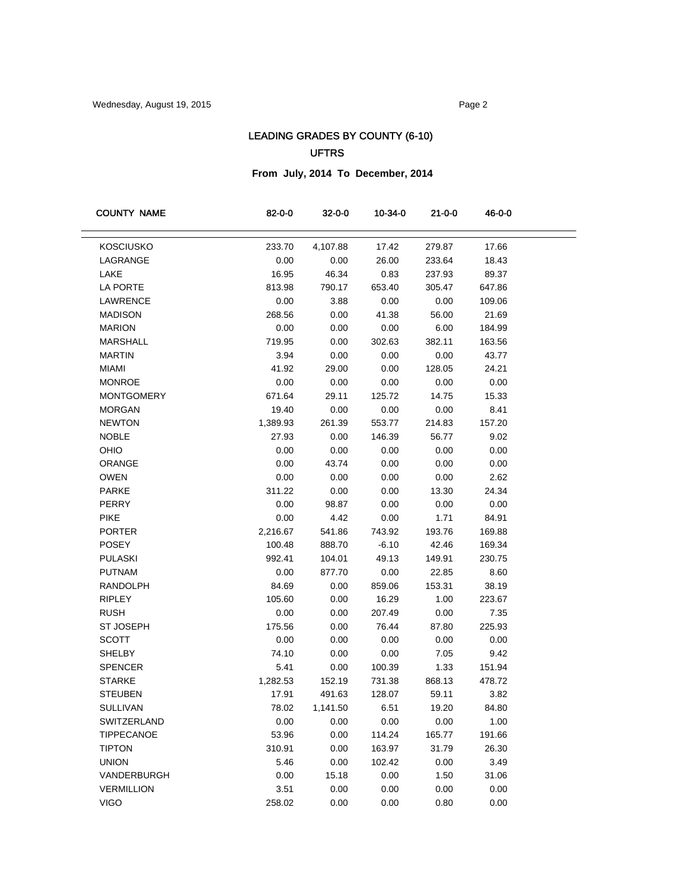## LEADING GRADES BY COUNTY (6-10)

## UFTRS

**From July, 2014 To December, 2014**

| COUNTY NAME | 82-0-0 | 32-0-0 | 10-34-0 | 21-0-0 | 46-0-0 |
|---|---|---|---|---|---|
| KOSCIUSKO | 233.70 | 4,107.88 | 17.42 | 279.87 | 17.66 |
| LAGRANGE | 0.00 | 0.00 | 26.00 | 233.64 | 18.43 |
| LAKE | 16.95 | 46.34 | 0.83 | 237.93 | 89.37 |
| LA PORTE | 813.98 | 790.17 | 653.40 | 305.47 | 647.86 |
| LAWRENCE | 0.00 | 3.88 | 0.00 | 0.00 | 109.06 |
| MADISON | 268.56 | 0.00 | 41.38 | 56.00 | 21.69 |
| MARION | 0.00 | 0.00 | 0.00 | 6.00 | 184.99 |
| MARSHALL | 719.95 | 0.00 | 302.63 | 382.11 | 163.56 |
| MARTIN | 3.94 | 0.00 | 0.00 | 0.00 | 43.77 |
| MIAMI | 41.92 | 29.00 | 0.00 | 128.05 | 24.21 |
| MONROE | 0.00 | 0.00 | 0.00 | 0.00 | 0.00 |
| MONTGOMERY | 671.64 | 29.11 | 125.72 | 14.75 | 15.33 |
| MORGAN | 19.40 | 0.00 | 0.00 | 0.00 | 8.41 |
| NEWTON | 1,389.93 | 261.39 | 553.77 | 214.83 | 157.20 |
| NOBLE | 27.93 | 0.00 | 146.39 | 56.77 | 9.02 |
| OHIO | 0.00 | 0.00 | 0.00 | 0.00 | 0.00 |
| ORANGE | 0.00 | 43.74 | 0.00 | 0.00 | 0.00 |
| OWEN | 0.00 | 0.00 | 0.00 | 0.00 | 2.62 |
| PARKE | 311.22 | 0.00 | 0.00 | 13.30 | 24.34 |
| PERRY | 0.00 | 98.87 | 0.00 | 0.00 | 0.00 |
| PIKE | 0.00 | 4.42 | 0.00 | 1.71 | 84.91 |
| PORTER | 2,216.67 | 541.86 | 743.92 | 193.76 | 169.88 |
| POSEY | 100.48 | 888.70 | -6.10 | 42.46 | 169.34 |
| PULASKI | 992.41 | 104.01 | 49.13 | 149.91 | 230.75 |
| PUTNAM | 0.00 | 877.70 | 0.00 | 22.85 | 8.60 |
| RANDOLPH | 84.69 | 0.00 | 859.06 | 153.31 | 38.19 |
| RIPLEY | 105.60 | 0.00 | 16.29 | 1.00 | 223.67 |
| RUSH | 0.00 | 0.00 | 207.49 | 0.00 | 7.35 |
| ST JOSEPH | 175.56 | 0.00 | 76.44 | 87.80 | 225.93 |
| SCOTT | 0.00 | 0.00 | 0.00 | 0.00 | 0.00 |
| SHELBY | 74.10 | 0.00 | 0.00 | 7.05 | 9.42 |
| SPENCER | 5.41 | 0.00 | 100.39 | 1.33 | 151.94 |
| STARKE | 1,282.53 | 152.19 | 731.38 | 868.13 | 478.72 |
| STEUBEN | 17.91 | 491.63 | 128.07 | 59.11 | 3.82 |
| SULLIVAN | 78.02 | 1,141.50 | 6.51 | 19.20 | 84.80 |
| SWITZERLAND | 0.00 | 0.00 | 0.00 | 0.00 | 1.00 |
| TIPPECANOE | 53.96 | 0.00 | 114.24 | 165.77 | 191.66 |
| TIPTON | 310.91 | 0.00 | 163.97 | 31.79 | 26.30 |
| UNION | 5.46 | 0.00 | 102.42 | 0.00 | 3.49 |
| VANDERBURGH | 0.00 | 15.18 | 0.00 | 1.50 | 31.06 |
| VERMILLION | 3.51 | 0.00 | 0.00 | 0.00 | 0.00 |
| VIGO | 258.02 | 0.00 | 0.00 | 0.80 | 0.00 |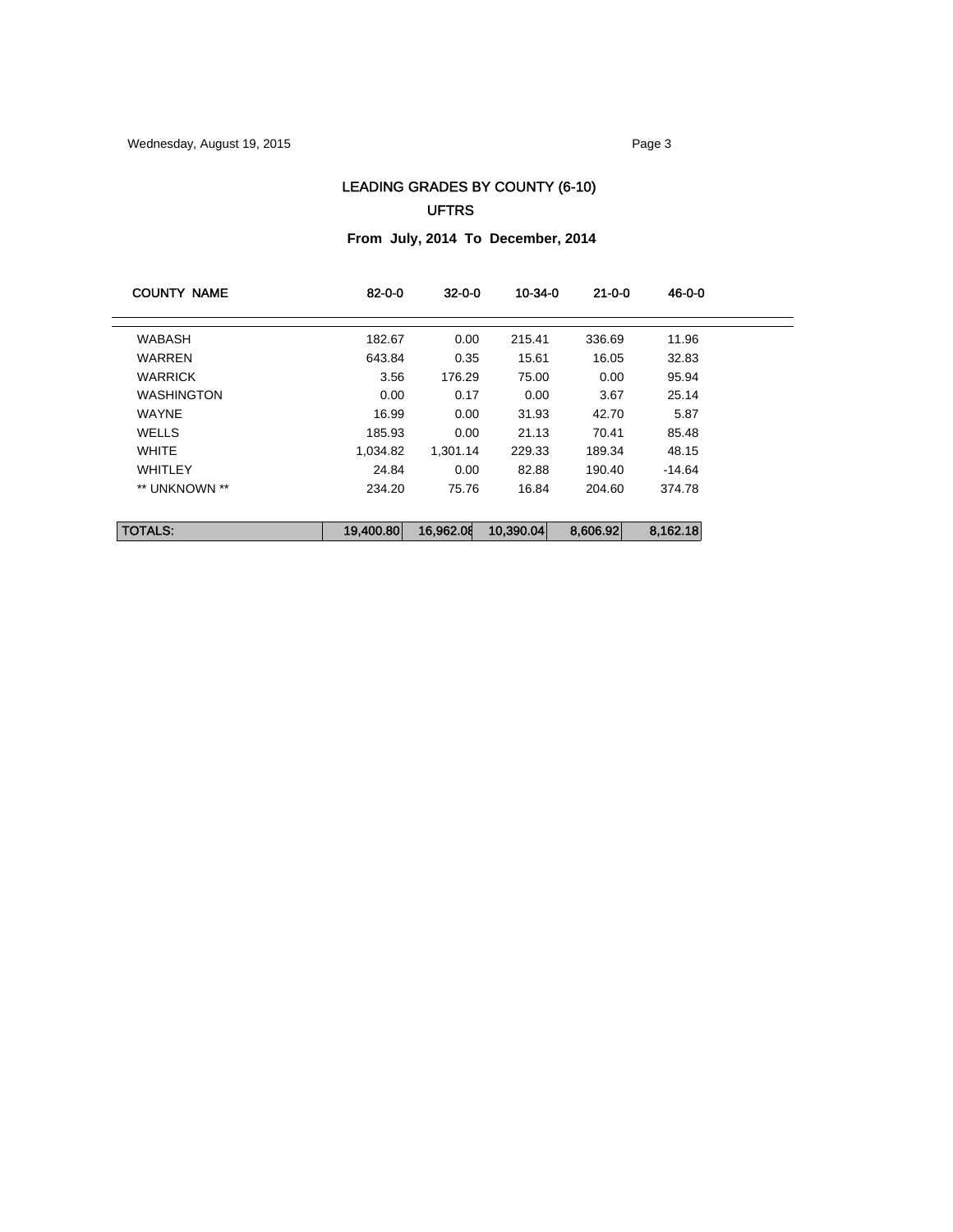## LEADING GRADES BY COUNTY (6-10)

## UFTRS

**From July, 2014 To December, 2014**

| COUNTY NAME | 82-0-0 | 32-0-0 | 10-34-0 | 21-0-0 | 46-0-0 |
|---|---|---|---|---|---|
| WABASH | 182.67 | 0.00 | 215.41 | 336.69 | 11.96 |
| WARREN | 643.84 | 0.35 | 15.61 | 16.05 | 32.83 |
| WARRICK | 3.56 | 176.29 | 75.00 | 0.00 | 95.94 |
| WASHINGTON | 0.00 | 0.17 | 0.00 | 3.67 | 25.14 |
| WAYNE | 16.99 | 0.00 | 31.93 | 42.70 | 5.87 |
| WELLS | 185.93 | 0.00 | 21.13 | 70.41 | 85.48 |
| WHITE | 1,034.82 | 1,301.14 | 229.33 | 189.34 | 48.15 |
| WHITLEY | 24.84 | 0.00 | 82.88 | 190.40 | -14.64 |
| ** UNKNOWN ** | 234.20 | 75.76 | 16.84 | 204.60 | 374.78 |
| TOTALS: | 19,400.80 | 16,962.08 | 10,390.04 | 8,606.92 | 8,162.18 |